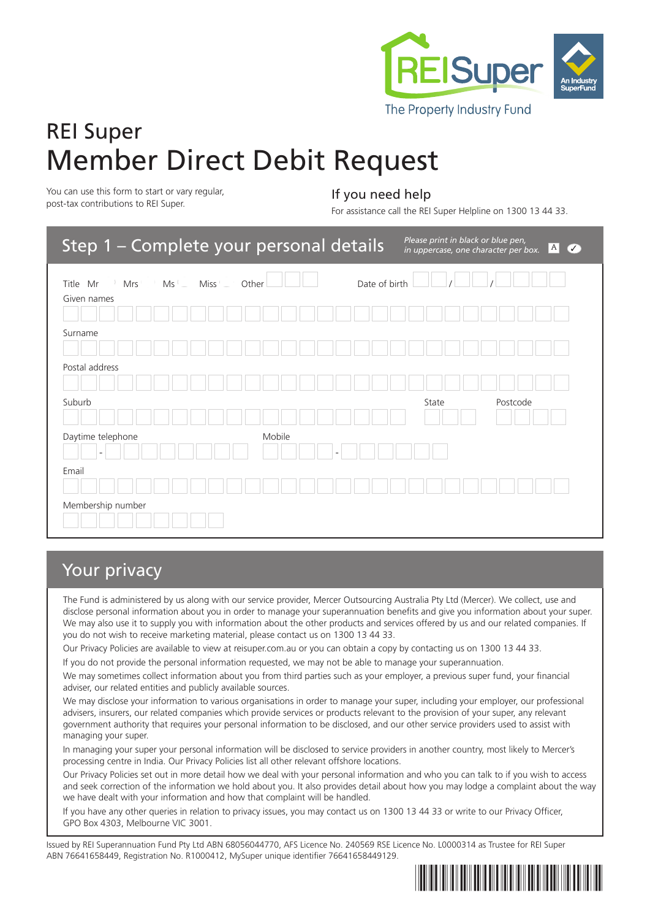REISuper

An Industry SuperFund

The Property Industry Fund

# REI Super
# Member Direct Debit Request

You can use this form to start or vary regular, post-tax contributions to REI Super.

### If you need help

For assistance call the REI Super Helpline on 1300 13 44 33.

## Step 1 – Complete your personal details

*Please print in black or blue pen, in uppercase, one character per box.*

Title Mr ☐ Mrs ☐ Ms ☐ Miss ☐ Other

Date of birth / /

Given names

Surname

Postal address

Suburb

State

Postcode

Daytime telephone -

Mobile -

Email

Membership number

## Your privacy

The Fund is administered by us along with our service provider, Mercer Outsourcing Australia Pty Ltd (Mercer). We collect, use and disclose personal information about you in order to manage your superannuation benefits and give you information about your super. We may also use it to supply you with information about the other products and services offered by us and our related companies. If you do not wish to receive marketing material, please contact us on 1300 13 44 33.

Our Privacy Policies are available to view at reisuper.com.au or you can obtain a copy by contacting us on 1300 13 44 33.

If you do not provide the personal information requested, we may not be able to manage your superannuation.

We may sometimes collect information about you from third parties such as your employer, a previous super fund, your financial adviser, our related entities and publicly available sources.

We may disclose your information to various organisations in order to manage your super, including your employer, our professional advisers, insurers, our related companies which provide services or products relevant to the provision of your super, any relevant government authority that requires your personal information to be disclosed, and our other service providers used to assist with managing your super.

In managing your super your personal information will be disclosed to service providers in another country, most likely to Mercer's processing centre in India. Our Privacy Policies list all other relevant offshore locations.

Our Privacy Policies set out in more detail how we deal with your personal information and who you can talk to if you wish to access and seek correction of the information we hold about you. It also provides detail about how you may lodge a complaint about the way we have dealt with your information and how that complaint will be handled.

If you have any other queries in relation to privacy issues, you may contact us on 1300 13 44 33 or write to our Privacy Officer, GPO Box 4303, Melbourne VIC 3001.

Issued by REI Superannuation Fund Pty Ltd ABN 68056044770, AFS Licence No. 240569 RSE Licence No. L0000314 as Trustee for REI Super ABN 76641658449, Registration No. R1000412, MySuper unique identifier 76641658449129.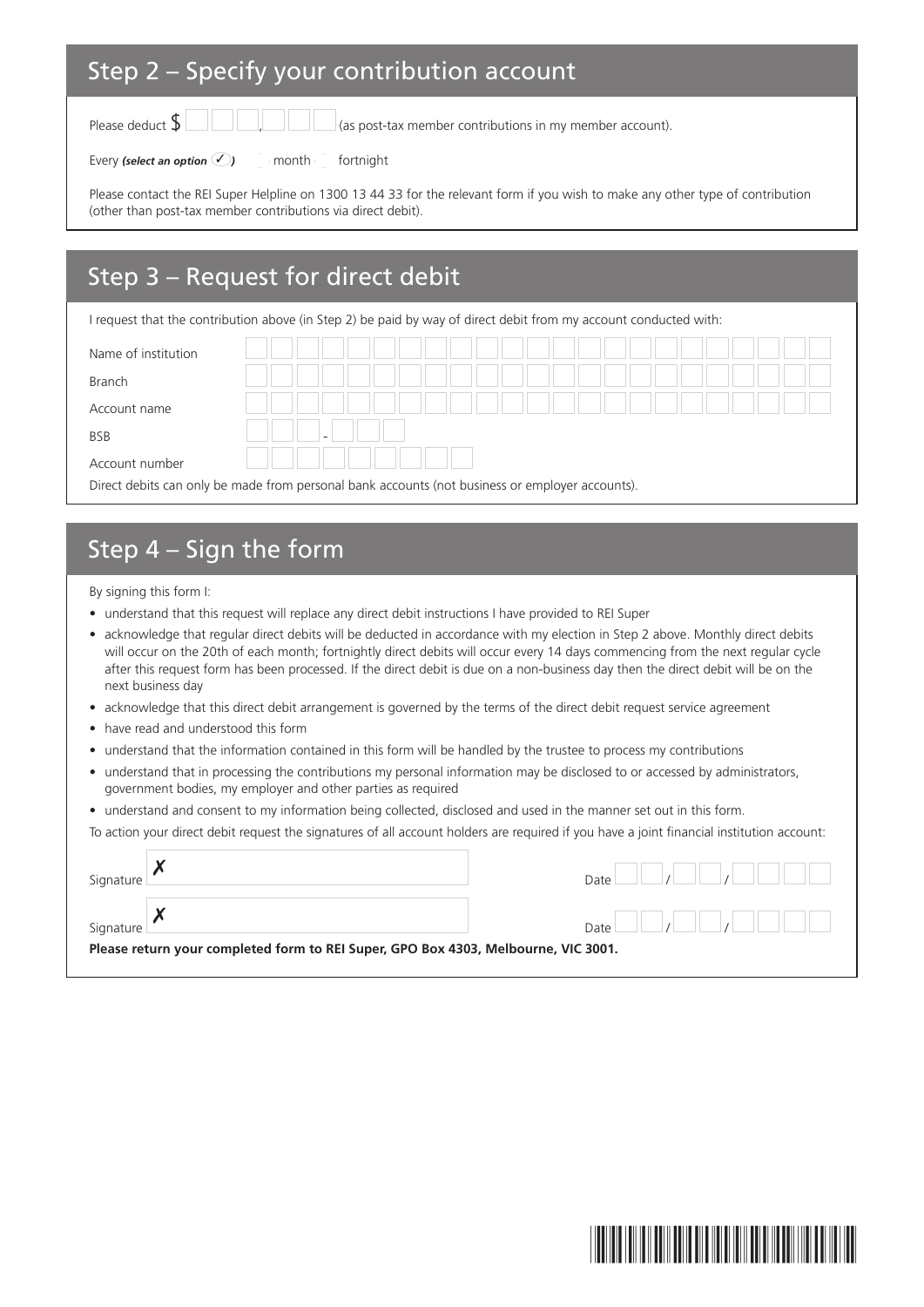## Step 2 – Specify your contribution account

Please deduct $ ___,___ (as post-tax member contributions in my member account).

Every ***(select an option ✓)*** ☐ month ☐ fortnight

Please contact the REI Super Helpline on 1300 13 44 33 for the relevant form if you wish to make any other type of contribution (other than post-tax member contributions via direct debit).

## Step 3 – Request for direct debit

I request that the contribution above (in Step 2) be paid by way of direct debit from my account conducted with:

Name of institution

Branch

Account name

BSB ___ - ___

Account number

Direct debits can only be made from personal bank accounts (not business or employer accounts).

## Step 4 – Sign the form

By signing this form I:

- understand that this request will replace any direct debit instructions I have provided to REI Super
- acknowledge that regular direct debits will be deducted in accordance with my election in Step 2 above. Monthly direct debits will occur on the 20th of each month; fortnightly direct debits will occur every 14 days commencing from the next regular cycle after this request form has been processed. If the direct debit is due on a non-business day then the direct debit will be on the next business day
- acknowledge that this direct debit arrangement is governed by the terms of the direct debit request service agreement
- have read and understood this form
- understand that the information contained in this form will be handled by the trustee to process my contributions
- understand that in processing the contributions my personal information may be disclosed to or accessed by administrators, government bodies, my employer and other parties as required
- understand and consent to my information being collected, disclosed and used in the manner set out in this form.

To action your direct debit request the signatures of all account holders are required if you have a joint financial institution account:

Signature ✗ Date __ / __ / ____

Signature ✗ Date __ / __ / ____

**Please return your completed form to REI Super, GPO Box 4303, Melbourne, VIC 3001.**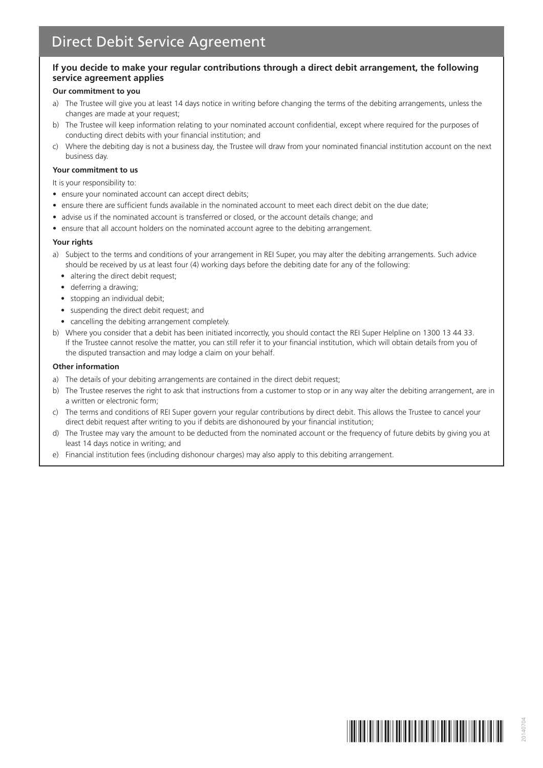# Direct Debit Service Agreement

### If you decide to make your regular contributions through a direct debit arrangement, the following service agreement applies

**Our commitment to you**

a) The Trustee will give you at least 14 days notice in writing before changing the terms of the debiting arrangements, unless the changes are made at your request;

b) The Trustee will keep information relating to your nominated account confidential, except where required for the purposes of conducting direct debits with your financial institution; and

c) Where the debiting day is not a business day, the Trustee will draw from your nominated financial institution account on the next business day.

**Your commitment to us**

It is your responsibility to:

- ensure your nominated account can accept direct debits;
- ensure there are sufficient funds available in the nominated account to meet each direct debit on the due date;
- advise us if the nominated account is transferred or closed, or the account details change; and
- ensure that all account holders on the nominated account agree to the debiting arrangement.

**Your rights**

a) Subject to the terms and conditions of your arrangement in REI Super, you may alter the debiting arrangements. Such advice should be received by us at least four (4) working days before the debiting date for any of the following:
   - altering the direct debit request;
   - deferring a drawing;
   - stopping an individual debit;
   - suspending the direct debit request; and
   - cancelling the debiting arrangement completely.

b) Where you consider that a debit has been initiated incorrectly, you should contact the REI Super Helpline on 1300 13 44 33. If the Trustee cannot resolve the matter, you can still refer it to your financial institution, which will obtain details from you of the disputed transaction and may lodge a claim on your behalf.

**Other information**

a) The details of your debiting arrangements are contained in the direct debit request;

b) The Trustee reserves the right to ask that instructions from a customer to stop or in any way alter the debiting arrangement, are in a written or electronic form;

c) The terms and conditions of REI Super govern your regular contributions by direct debit. This allows the Trustee to cancel your direct debit request after writing to you if debits are dishonoured by your financial institution;

d) The Trustee may vary the amount to be deducted from the nominated account or the frequency of future debits by giving you at least 14 days notice in writing; and

e) Financial institution fees (including dishonour charges) may also apply to this debiting arrangement.

20140704